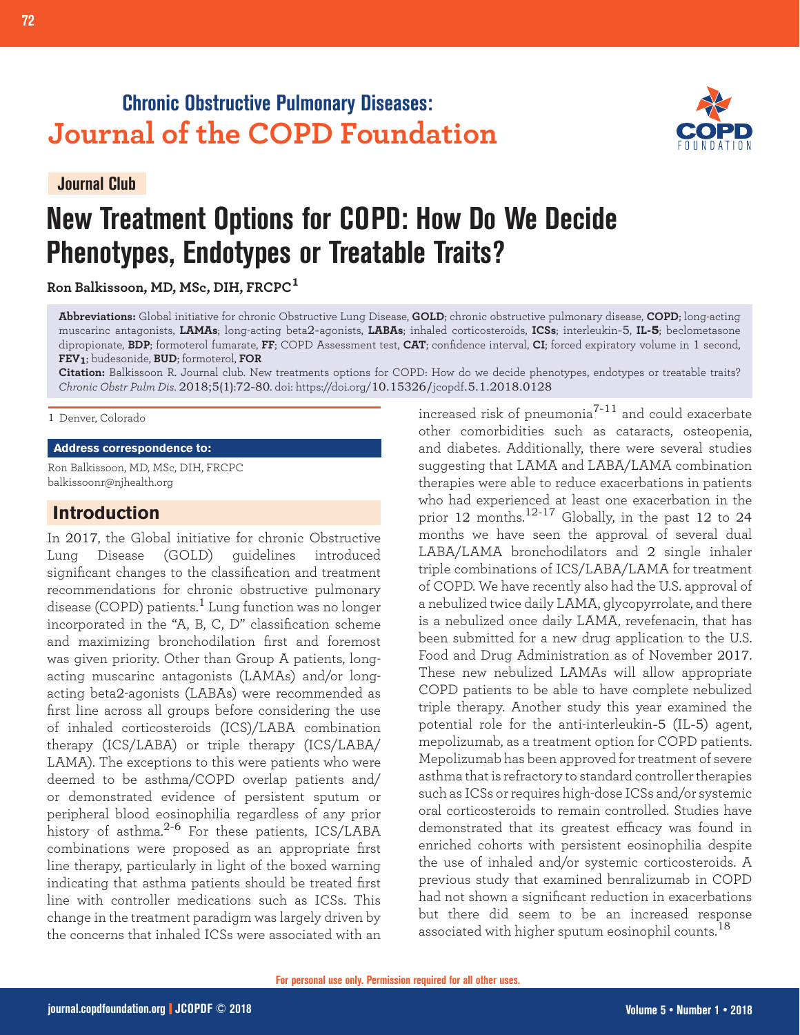**Chronic Obstructive Pulmonary Diseases:**
**Journal of the COPD Foundation**

Journal Club

# New Treatment Options for COPD: How Do We Decide Phenotypes, Endotypes or Treatable Traits?

**Ron Balkissoon, MD, MSc, DIH, FRCPC**[1]

**Abbreviations:** Global initiative for chronic Obstructive Lung Disease, **GOLD**; chronic obstructive pulmonary disease, **COPD**; long-acting muscarinc antagonists, **LAMAs**; long-acting beta2-agonists, **LABAs**; inhaled corticosteroids, **ICSs**; interleukin-5, **IL-5**; beclometasone dipropionate, **BDP**; formoterol fumarate, **FF**; COPD Assessment test, **CAT**; confidence interval, **CI**; forced expiratory volume in 1 second, **$FEV_1$**; budesonide, **BUD**; formoterol, **FOR**

**Citation:** Balkissoon R. Journal club. New treatments options for COPD: How do we decide phenotypes, endotypes or treatable traits? *Chronic Obstr Pulm Dis*. 2018;5(1):72-80. doi: https://doi.org/10.15326/jcopdf.5.1.2018.0128

1 Denver, Colorado

**Address correspondence to:**

Ron Balkissoon, MD, MSc, DIH, FRCPC
balkissoonr@njhealth.org

## Introduction

In 2017, the Global initiative for chronic Obstructive Lung Disease (GOLD) guidelines introduced significant changes to the classification and treatment recommendations for chronic obstructive pulmonary disease (COPD) patients.[1] Lung function was no longer incorporated in the "A, B, C, D" classification scheme and maximizing bronchodilation first and foremost was given priority. Other than Group A patients, long-acting muscarinc antagonists (LAMAs) and/or long-acting beta2-agonists (LABAs) were recommended as first line across all groups before considering the use of inhaled corticosteroids (ICS)/LABA combination therapy (ICS/LABA) or triple therapy (ICS/LABA/LAMA). The exceptions to this were patients who were deemed to be asthma/COPD overlap patients and/or demonstrated evidence of persistent sputum or peripheral blood eosinophilia regardless of any prior history of asthma.[2-6] For these patients, ICS/LABA combinations were proposed as an appropriate first line therapy, particularly in light of the boxed warning indicating that asthma patients should be treated first line with controller medications such as ICSs. This change in the treatment paradigm was largely driven by the concerns that inhaled ICSs were associated with an increased risk of pneumonia[7-11] and could exacerbate other comorbidities such as cataracts, osteopenia, and diabetes. Additionally, there were several studies suggesting that LAMA and LABA/LAMA combination therapies were able to reduce exacerbations in patients who had experienced at least one exacerbation in the prior 12 months.[12-17] Globally, in the past 12 to 24 months we have seen the approval of several dual LABA/LAMA bronchodilators and 2 single inhaler triple combinations of ICS/LABA/LAMA for treatment of COPD. We have recently also had the U.S. approval of a nebulized twice daily LAMA, glycopyrrolate, and there is a nebulized once daily LAMA, revefenacin, that has been submitted for a new drug application to the U.S. Food and Drug Administration as of November 2017. These new nebulized LAMAs will allow appropriate COPD patients to be able to have complete nebulized triple therapy. Another study this year examined the potential role for the anti-interleukin-5 (IL-5) agent, mepolizumab, as a treatment option for COPD patients. Mepolizumab has been approved for treatment of severe asthma that is refractory to standard controller therapies such as ICSs or requires high-dose ICSs and/or systemic oral corticosteroids to remain controlled. Studies have demonstrated that its greatest efficacy was found in enriched cohorts with persistent eosinophilia despite the use of inhaled and/or systemic corticosteroids. A previous study that examined benralizumab in COPD had not shown a significant reduction in exacerbations but there did seem to be an increased response associated with higher sputum eosinophil counts.[18]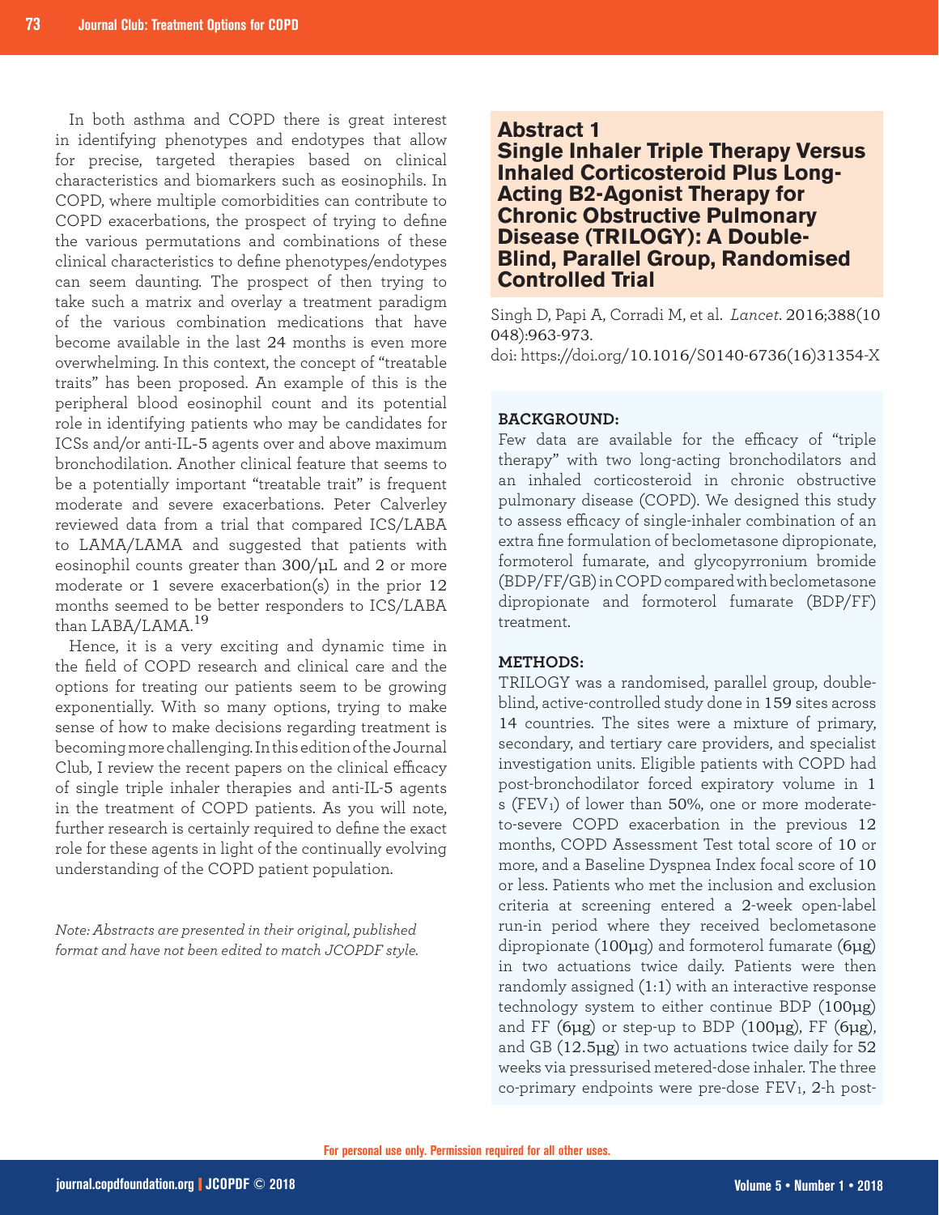In both asthma and COPD there is great interest in identifying phenotypes and endotypes that allow for precise, targeted therapies based on clinical characteristics and biomarkers such as eosinophils. In COPD, where multiple comorbidities can contribute to COPD exacerbations, the prospect of trying to define the various permutations and combinations of these clinical characteristics to define phenotypes/endotypes can seem daunting. The prospect of then trying to take such a matrix and overlay a treatment paradigm of the various combination medications that have become available in the last 24 months is even more overwhelming. In this context, the concept of "treatable traits" has been proposed. An example of this is the peripheral blood eosinophil count and its potential role in identifying patients who may be candidates for ICSs and/or anti-IL-5 agents over and above maximum bronchodilation. Another clinical feature that seems to be a potentially important "treatable trait" is frequent moderate and severe exacerbations. Peter Calverley reviewed data from a trial that compared ICS/LABA to LAMA/LAMA and suggested that patients with eosinophil counts greater than 300/µL and 2 or more moderate or 1 severe exacerbation(s) in the prior 12 months seemed to be better responders to ICS/LABA than LABA/LAMA.[19]

Hence, it is a very exciting and dynamic time in the field of COPD research and clinical care and the options for treating our patients seem to be growing exponentially. With so many options, trying to make sense of how to make decisions regarding treatment is becoming more challenging. In this edition of the Journal Club, I review the recent papers on the clinical efficacy of single triple inhaler therapies and anti-IL-5 agents in the treatment of COPD patients. As you will note, further research is certainly required to define the exact role for these agents in light of the continually evolving understanding of the COPD patient population.

*Note: Abstracts are presented in their original, published format and have not been edited to match JCOPDF style.*

## Abstract 1
## Single Inhaler Triple Therapy Versus Inhaled Corticosteroid Plus Long-Acting B2-Agonist Therapy for Chronic Obstructive Pulmonary Disease (TRILOGY): A Double-Blind, Parallel Group, Randomised Controlled Trial

Singh D, Papi A, Corradi M, et al. *Lancet*. 2016;388(10048):963-973.
doi: https://doi.org/10.1016/S0140-6736(16)31354-X

**BACKGROUND:**
Few data are available for the efficacy of "triple therapy" with two long-acting bronchodilators and an inhaled corticosteroid in chronic obstructive pulmonary disease (COPD). We designed this study to assess efficacy of single-inhaler combination of an extra fine formulation of beclometasone dipropionate, formoterol fumarate, and glycopyrronium bromide (BDP/FF/GB) in COPD compared with beclometasone dipropionate and formoterol fumarate (BDP/FF) treatment.

**METHODS:**
TRILOGY was a randomised, parallel group, double-blind, active-controlled study done in 159 sites across 14 countries. The sites were a mixture of primary, secondary, and tertiary care providers, and specialist investigation units. Eligible patients with COPD had post-bronchodilator forced expiratory volume in 1 s ($FEV_1$) of lower than 50%, one or more moderate-to-severe COPD exacerbation in the previous 12 months, COPD Assessment Test total score of 10 or more, and a Baseline Dyspnea Index focal score of 10 or less. Patients who met the inclusion and exclusion criteria at screening entered a 2-week open-label run-in period where they received beclometasone dipropionate (100µg) and formoterol fumarate (6µg) in two actuations twice daily. Patients were then randomly assigned (1:1) with an interactive response technology system to either continue BDP (100µg) and FF (6µg) or step-up to BDP (100µg), FF (6µg), and GB (12.5µg) in two actuations twice daily for 52 weeks via pressurised metered-dose inhaler. The three co-primary endpoints were pre-dose $FEV_1$, 2-h post-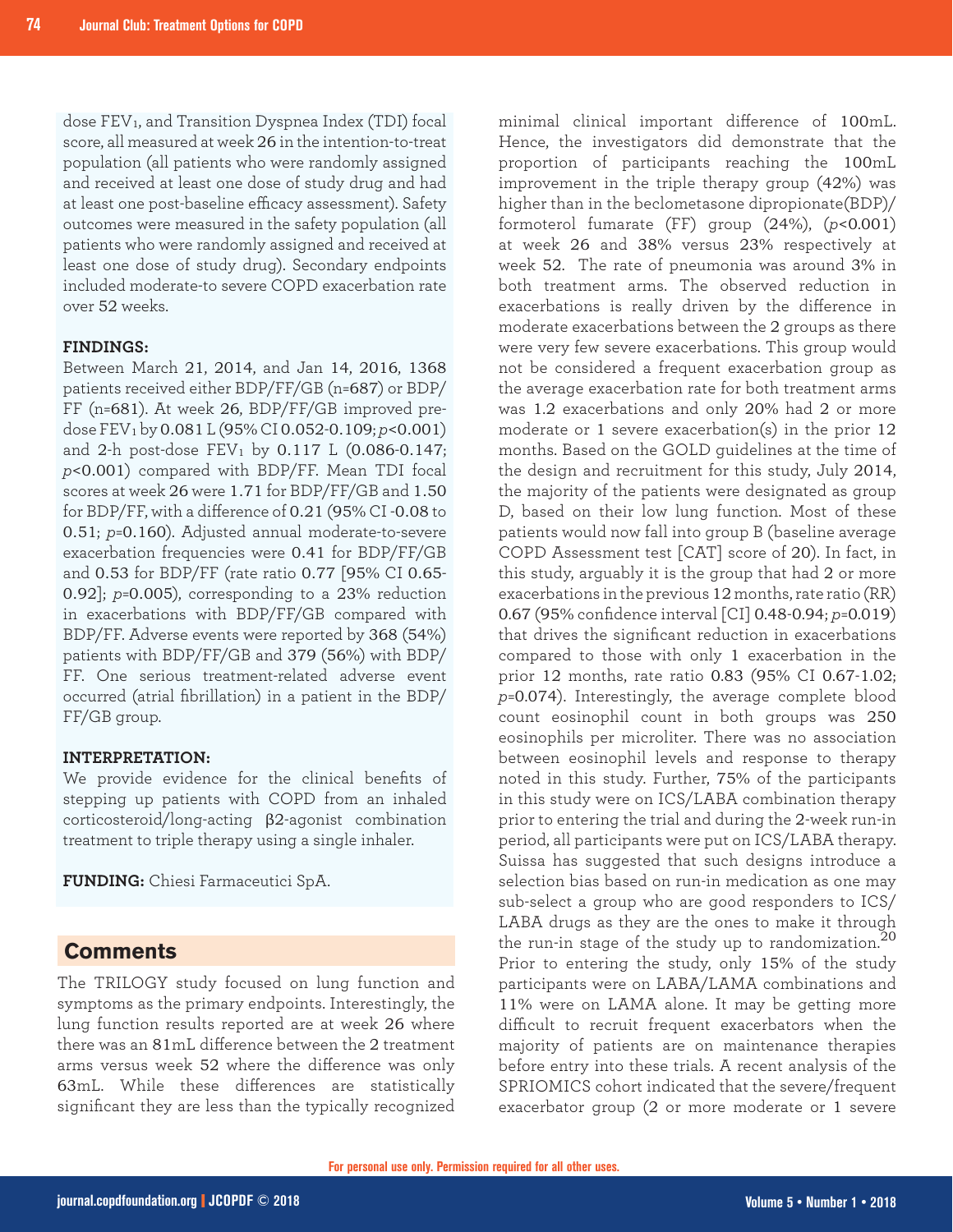dose $FEV_1$, and Transition Dyspnea Index (TDI) focal score, all measured at week 26 in the intention-to-treat population (all patients who were randomly assigned and received at least one dose of study drug and had at least one post-baseline efficacy assessment). Safety outcomes were measured in the safety population (all patients who were randomly assigned and received at least one dose of study drug). Secondary endpoints included moderate-to severe COPD exacerbation rate over 52 weeks.

**FINDINGS:**
Between March 21, 2014, and Jan 14, 2016, 1368 patients received either BDP/FF/GB (n=687) or BDP/FF (n=681). At week 26, BDP/FF/GB improved pre-dose $FEV_1$ by 0.081 L (95% CI 0.052-0.109; $p<0.001$) and 2-h post-dose $FEV_1$ by 0.117 L (0.086-0.147; $p<0.001$) compared with BDP/FF. Mean TDI focal scores at week 26 were 1.71 for BDP/FF/GB and 1.50 for BDP/FF, with a difference of 0.21 (95% CI -0.08 to 0.51; $p=0.160$). Adjusted annual moderate-to-severe exacerbation frequencies were 0.41 for BDP/FF/GB and 0.53 for BDP/FF (rate ratio 0.77 [95% CI 0.65-0.92]; $p=0.005$), corresponding to a 23% reduction in exacerbations with BDP/FF/GB compared with BDP/FF. Adverse events were reported by 368 (54%) patients with BDP/FF/GB and 379 (56%) with BDP/FF. One serious treatment-related adverse event occurred (atrial fibrillation) in a patient in the BDP/FF/GB group.

**INTERPRETATION:**
We provide evidence for the clinical benefits of stepping up patients with COPD from an inhaled corticosteroid/long-acting β2-agonist combination treatment to triple therapy using a single inhaler.

**FUNDING:** Chiesi Farmaceutici SpA.

## Comments

The TRILOGY study focused on lung function and symptoms as the primary endpoints. Interestingly, the lung function results reported are at week 26 where there was an 81mL difference between the 2 treatment arms versus week 52 where the difference was only 63mL. While these differences are statistically significant they are less than the typically recognized minimal clinical important difference of 100mL. Hence, the investigators did demonstrate that the proportion of participants reaching the 100mL improvement in the triple therapy group (42%) was higher than in the beclometasone dipropionate(BDP)/formoterol fumarate (FF) group (24%), ($p<0.001$) at week 26 and 38% versus 23% respectively at week 52. The rate of pneumonia was around 3% in both treatment arms. The observed reduction in exacerbations is really driven by the difference in moderate exacerbations between the 2 groups as there were very few severe exacerbations. This group would not be considered a frequent exacerbation group as the average exacerbation rate for both treatment arms was 1.2 exacerbations and only 20% had 2 or more moderate or 1 severe exacerbation(s) in the prior 12 months. Based on the GOLD guidelines at the time of the design and recruitment for this study, July 2014, the majority of the patients were designated as group D, based on their low lung function. Most of these patients would now fall into group B (baseline average COPD Assessment test [CAT] score of 20). In fact, in this study, arguably it is the group that had 2 or more exacerbations in the previous 12 months, rate ratio (RR) 0.67 (95% confidence interval [CI] 0.48-0.94; $p=0.019$) that drives the significant reduction in exacerbations compared to those with only 1 exacerbation in the prior 12 months, rate ratio 0.83 (95% CI 0.67-1.02; $p=0.074$). Interestingly, the average complete blood count eosinophil count in both groups was 250 eosinophils per microliter. There was no association between eosinophil levels and response to therapy noted in this study. Further, 75% of the participants in this study were on ICS/LABA combination therapy prior to entering the trial and during the 2-week run-in period, all participants were put on ICS/LABA therapy. Suissa has suggested that such designs introduce a selection bias based on run-in medication as one may sub-select a group who are good responders to ICS/LABA drugs as they are the ones to make it through the run-in stage of the study up to randomization.[20] Prior to entering the study, only 15% of the study participants were on LABA/LAMA combinations and 11% were on LAMA alone. It may be getting more difficult to recruit frequent exacerbators when the majority of patients are on maintenance therapies before entry into these trials. A recent analysis of the SPRIOMICS cohort indicated that the severe/frequent exacerbator group (2 or more moderate or 1 severe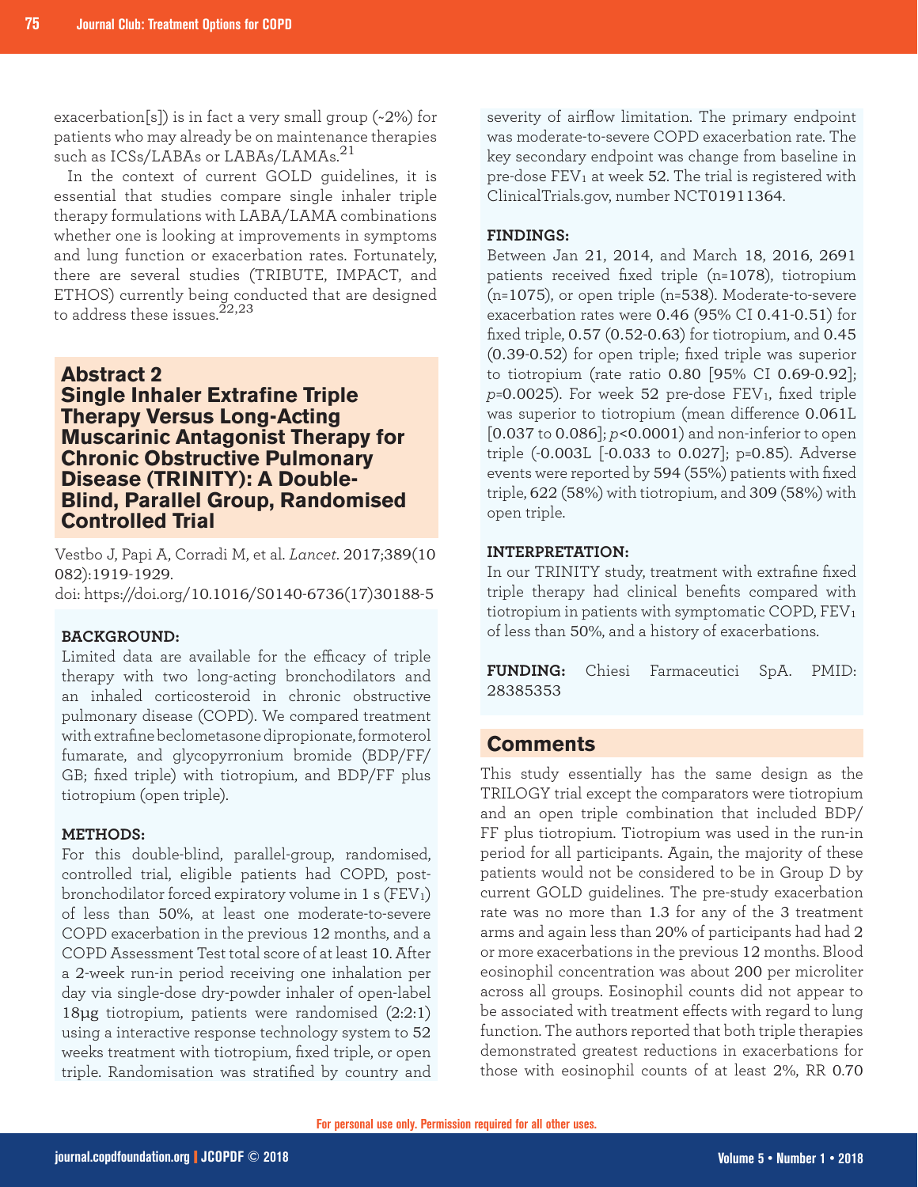exacerbation[s]) is in fact a very small group (~2%) for patients who may already be on maintenance therapies such as ICSs/LABAs or LABAs/LAMAs.[21]

In the context of current GOLD guidelines, it is essential that studies compare single inhaler triple therapy formulations with LABA/LAMA combinations whether one is looking at improvements in symptoms and lung function or exacerbation rates. Fortunately, there are several studies (TRIBUTE, IMPACT, and ETHOS) currently being conducted that are designed to address these issues.[22,23]

## Abstract 2
## Single Inhaler Extrafine Triple Therapy Versus Long-Acting Muscarinic Antagonist Therapy for Chronic Obstructive Pulmonary Disease (TRINITY): A Double-Blind, Parallel Group, Randomised Controlled Trial

Vestbo J, Papi A, Corradi M, et al. *Lancet*. 2017;389(10 082):1919-1929.
doi: https://doi.org/10.1016/S0140-6736(17)30188-5

**BACKGROUND:**
Limited data are available for the efficacy of triple therapy with two long-acting bronchodilators and an inhaled corticosteroid in chronic obstructive pulmonary disease (COPD). We compared treatment with extrafine beclometasone dipropionate, formoterol fumarate, and glycopyrronium bromide (BDP/FF/GB; fixed triple) with tiotropium, and BDP/FF plus tiotropium (open triple).

**METHODS:**
For this double-blind, parallel-group, randomised, controlled trial, eligible patients had COPD, post-bronchodilator forced expiratory volume in 1 s ($FEV_1$) of less than 50%, at least one moderate-to-severe COPD exacerbation in the previous 12 months, and a COPD Assessment Test total score of at least 10. After a 2-week run-in period receiving one inhalation per day via single-dose dry-powder inhaler of open-label 18μg tiotropium, patients were randomised (2:2:1) using a interactive response technology system to 52 weeks treatment with tiotropium, fixed triple, or open triple. Randomisation was stratified by country and severity of airflow limitation. The primary endpoint was moderate-to-severe COPD exacerbation rate. The key secondary endpoint was change from baseline in pre-dose $FEV_1$ at week 52. The trial is registered with ClinicalTrials.gov, number NCT01911364.

**FINDINGS:**
Between Jan 21, 2014, and March 18, 2016, 2691 patients received fixed triple (n=1078), tiotropium (n=1075), or open triple (n=538). Moderate-to-severe exacerbation rates were 0.46 (95% CI 0.41-0.51) for fixed triple, 0.57 (0.52-0.63) for tiotropium, and 0.45 (0.39-0.52) for open triple; fixed triple was superior to tiotropium (rate ratio 0.80 [95% CI 0.69-0.92]; $p$=0.0025). For week 52 pre-dose $FEV_1$, fixed triple was superior to tiotropium (mean difference 0.061L [0.037 to 0.086]; $p$<0.0001) and non-inferior to open triple (-0.003L [-0.033 to 0.027]; p=0.85). Adverse events were reported by 594 (55%) patients with fixed triple, 622 (58%) with tiotropium, and 309 (58%) with open triple.

**INTERPRETATION:**
In our TRINITY study, treatment with extrafine fixed triple therapy had clinical benefits compared with tiotropium in patients with symptomatic COPD, $FEV_1$ of less than 50%, and a history of exacerbations.

**FUNDING:** Chiesi Farmaceutici SpA. PMID: 28385353

## Comments

This study essentially has the same design as the TRILOGY trial except the comparators were tiotropium and an open triple combination that included BDP/FF plus tiotropium. Tiotropium was used in the run-in period for all participants. Again, the majority of these patients would not be considered to be in Group D by current GOLD guidelines. The pre-study exacerbation rate was no more than 1.3 for any of the 3 treatment arms and again less than 20% of participants had had 2 or more exacerbations in the previous 12 months. Blood eosinophil concentration was about 200 per microliter across all groups. Eosinophil counts did not appear to be associated with treatment effects with regard to lung function. The authors reported that both triple therapies demonstrated greatest reductions in exacerbations for those with eosinophil counts of at least 2%, RR 0.70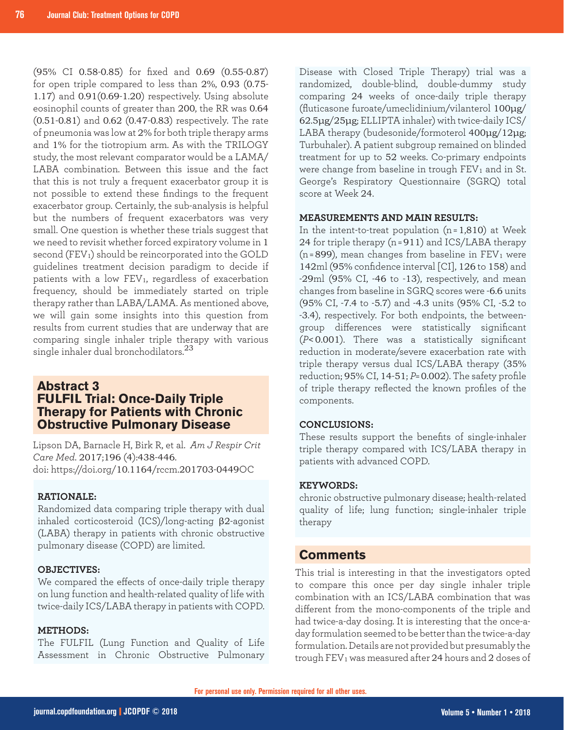(95% CI 0.58-0.85) for fixed and 0.69 (0.55-0.87) for open triple compared to less than 2%, 0.93 (0.75-1.17) and 0.91(0.69-1.20) respectively. Using absolute eosinophil counts of greater than 200, the RR was 0.64 (0.51-0.81) and 0.62 (0.47-0.83) respectively. The rate of pneumonia was low at 2% for both triple therapy arms and 1% for the tiotropium arm. As with the TRILOGY study, the most relevant comparator would be a LAMA/LABA combination. Between this issue and the fact that this is not truly a frequent exacerbator group it is not possible to extend these findings to the frequent exacerbator group. Certainly, the sub-analysis is helpful but the numbers of frequent exacerbators was very small. One question is whether these trials suggest that we need to revisit whether forced expiratory volume in 1 second ($FEV_1$) should be reincorporated into the GOLD guidelines treatment decision paradigm to decide if patients with a low $FEV_1$, regardless of exacerbation frequency, should be immediately started on triple therapy rather than LABA/LAMA. As mentioned above, we will gain some insights into this question from results from current studies that are underway that are comparing single inhaler triple therapy with various single inhaler dual bronchodilators.[23]

## Abstract 3
## FULFIL Trial: Once-Daily Triple Therapy for Patients with Chronic Obstructive Pulmonary Disease

Lipson DA, Barnacle H, Birk R, et al. *Am J Respir Crit Care Med*. 2017;196 (4):438-446.
doi: https://doi.org/10.1164/rccm.201703-0449OC

**RATIONALE:**
Randomized data comparing triple therapy with dual inhaled corticosteroid (ICS)/long-acting β2-agonist (LABA) therapy in patients with chronic obstructive pulmonary disease (COPD) are limited.

**OBJECTIVES:**
We compared the effects of once-daily triple therapy on lung function and health-related quality of life with twice-daily ICS/LABA therapy in patients with COPD.

**METHODS:**
The FULFIL (Lung Function and Quality of Life Assessment in Chronic Obstructive Pulmonary Disease with Closed Triple Therapy) trial was a randomized, double-blind, double-dummy study comparing 24 weeks of once-daily triple therapy (fluticasone furoate/umeclidinium/vilanterol 100µg/62.5µg/25µg; ELLIPTA inhaler) with twice-daily ICS/LABA therapy (budesonide/formoterol 400µg/12µg; Turbuhaler). A patient subgroup remained on blinded treatment for up to 52 weeks. Co-primary endpoints were change from baseline in trough $FEV_1$ and in St. George's Respiratory Questionnaire (SGRQ) total score at Week 24.

**MEASUREMENTS AND MAIN RESULTS:**
In the intent-to-treat population (n = 1,810) at Week 24 for triple therapy (n = 911) and ICS/LABA therapy (n = 899), mean changes from baseline in $FEV_1$ were 142ml (95% confidence interval [CI], 126 to 158) and -29ml (95% CI, -46 to -13), respectively, and mean changes from baseline in SGRQ scores were -6.6 units (95% CI, -7.4 to -5.7) and -4.3 units (95% CI, -5.2 to -3.4), respectively. For both endpoints, the between-group differences were statistically significant ($P < 0.001$). There was a statistically significant reduction in moderate/severe exacerbation rate with triple therapy versus dual ICS/LABA therapy (35% reduction; 95% CI, 14-51; $P = 0.002$). The safety profile of triple therapy reflected the known profiles of the components.

**CONCLUSIONS:**
These results support the benefits of single-inhaler triple therapy compared with ICS/LABA therapy in patients with advanced COPD.

**KEYWORDS:**
chronic obstructive pulmonary disease; health-related quality of life; lung function; single-inhaler triple therapy

## Comments

This trial is interesting in that the investigators opted to compare this once per day single inhaler triple combination with an ICS/LABA combination that was different from the mono-components of the triple and had twice-a-day dosing. It is interesting that the once-a-day formulation seemed to be better than the twice-a-day formulation. Details are not provided but presumably the trough $FEV_1$ was measured after 24 hours and 2 doses of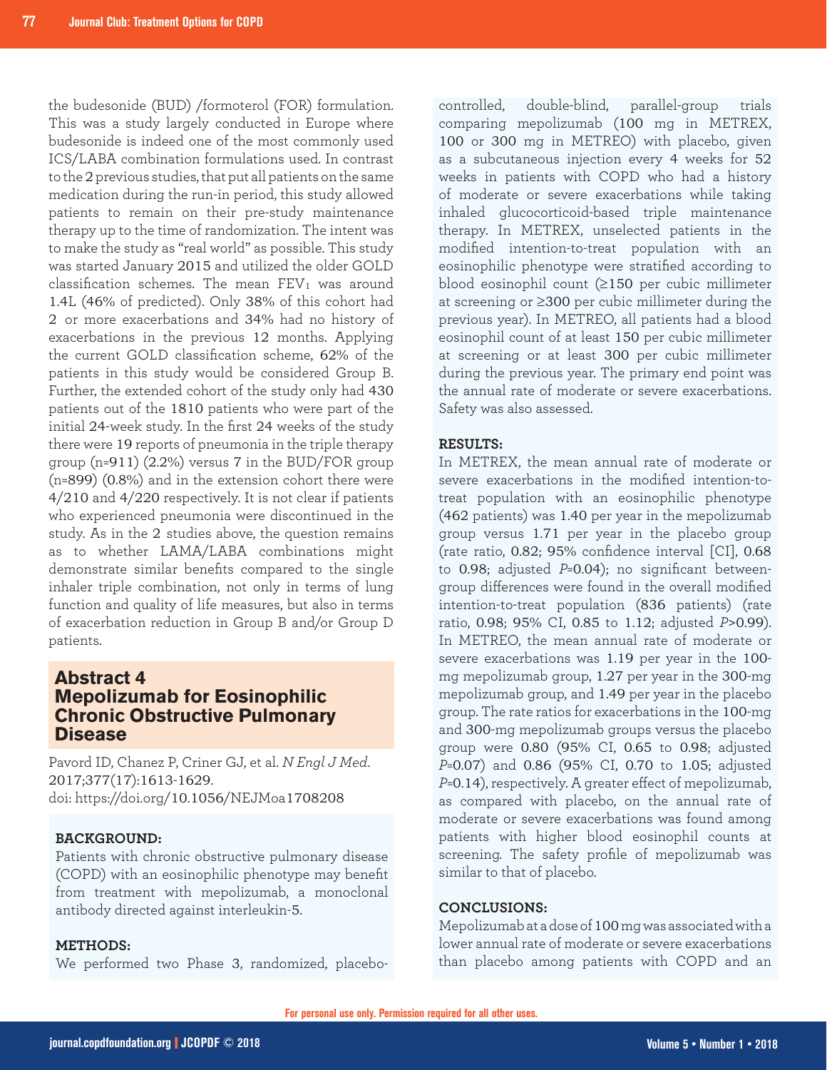the budesonide (BUD) /formoterol (FOR) formulation. This was a study largely conducted in Europe where budesonide is indeed one of the most commonly used ICS/LABA combination formulations used. In contrast to the 2 previous studies, that put all patients on the same medication during the run-in period, this study allowed patients to remain on their pre-study maintenance therapy up to the time of randomization. The intent was to make the study as "real world" as possible. This study was started January 2015 and utilized the older GOLD classification schemes. The mean $FEV_1$ was around 1.4L (46% of predicted). Only 38% of this cohort had 2 or more exacerbations and 34% had no history of exacerbations in the previous 12 months. Applying the current GOLD classification scheme, 62% of the patients in this study would be considered Group B. Further, the extended cohort of the study only had 430 patients out of the 1810 patients who were part of the initial 24-week study. In the first 24 weeks of the study there were 19 reports of pneumonia in the triple therapy group (n=911) (2.2%) versus 7 in the BUD/FOR group (n=899) (0.8%) and in the extension cohort there were 4/210 and 4/220 respectively. It is not clear if patients who experienced pneumonia were discontinued in the study. As in the 2 studies above, the question remains as to whether LAMA/LABA combinations might demonstrate similar benefits compared to the single inhaler triple combination, not only in terms of lung function and quality of life measures, but also in terms of exacerbation reduction in Group B and/or Group D patients.

## Abstract 4
## Mepolizumab for Eosinophilic Chronic Obstructive Pulmonary Disease

Pavord ID, Chanez P, Criner GJ, et al. *N Engl J Med*. 2017;377(17):1613-1629.
doi: https://doi.org/10.1056/NEJMoa1708208

### BACKGROUND:

Patients with chronic obstructive pulmonary disease (COPD) with an eosinophilic phenotype may benefit from treatment with mepolizumab, a monoclonal antibody directed against interleukin-5.

### METHODS:

We performed two Phase 3, randomized, placebo-controlled, double-blind, parallel-group trials comparing mepolizumab (100 mg in METREX, 100 or 300 mg in METREO) with placebo, given as a subcutaneous injection every 4 weeks for 52 weeks in patients with COPD who had a history of moderate or severe exacerbations while taking inhaled glucocorticoid-based triple maintenance therapy. In METREX, unselected patients in the modified intention-to-treat population with an eosinophilic phenotype were stratified according to blood eosinophil count (≥150 per cubic millimeter at screening or ≥300 per cubic millimeter during the previous year). In METREO, all patients had a blood eosinophil count of at least 150 per cubic millimeter at screening or at least 300 per cubic millimeter during the previous year. The primary end point was the annual rate of moderate or severe exacerbations. Safety was also assessed.

### RESULTS:

In METREX, the mean annual rate of moderate or severe exacerbations in the modified intention-to-treat population with an eosinophilic phenotype (462 patients) was 1.40 per year in the mepolizumab group versus 1.71 per year in the placebo group (rate ratio, 0.82; 95% confidence interval [CI], 0.68 to 0.98; adjusted $P$=0.04); no significant between-group differences were found in the overall modified intention-to-treat population (836 patients) (rate ratio, 0.98; 95% CI, 0.85 to 1.12; adjusted $P$>0.99). In METREO, the mean annual rate of moderate or severe exacerbations was 1.19 per year in the 100-mg mepolizumab group, 1.27 per year in the 300-mg mepolizumab group, and 1.49 per year in the placebo group. The rate ratios for exacerbations in the 100-mg and 300-mg mepolizumab groups versus the placebo group were 0.80 (95% CI, 0.65 to 0.98; adjusted $P$=0.07) and 0.86 (95% CI, 0.70 to 1.05; adjusted $P$=0.14), respectively. A greater effect of mepolizumab, as compared with placebo, on the annual rate of moderate or severe exacerbations was found among patients with higher blood eosinophil counts at screening. The safety profile of mepolizumab was similar to that of placebo.

### CONCLUSIONS:

Mepolizumab at a dose of 100 mg was associated with a lower annual rate of moderate or severe exacerbations than placebo among patients with COPD and an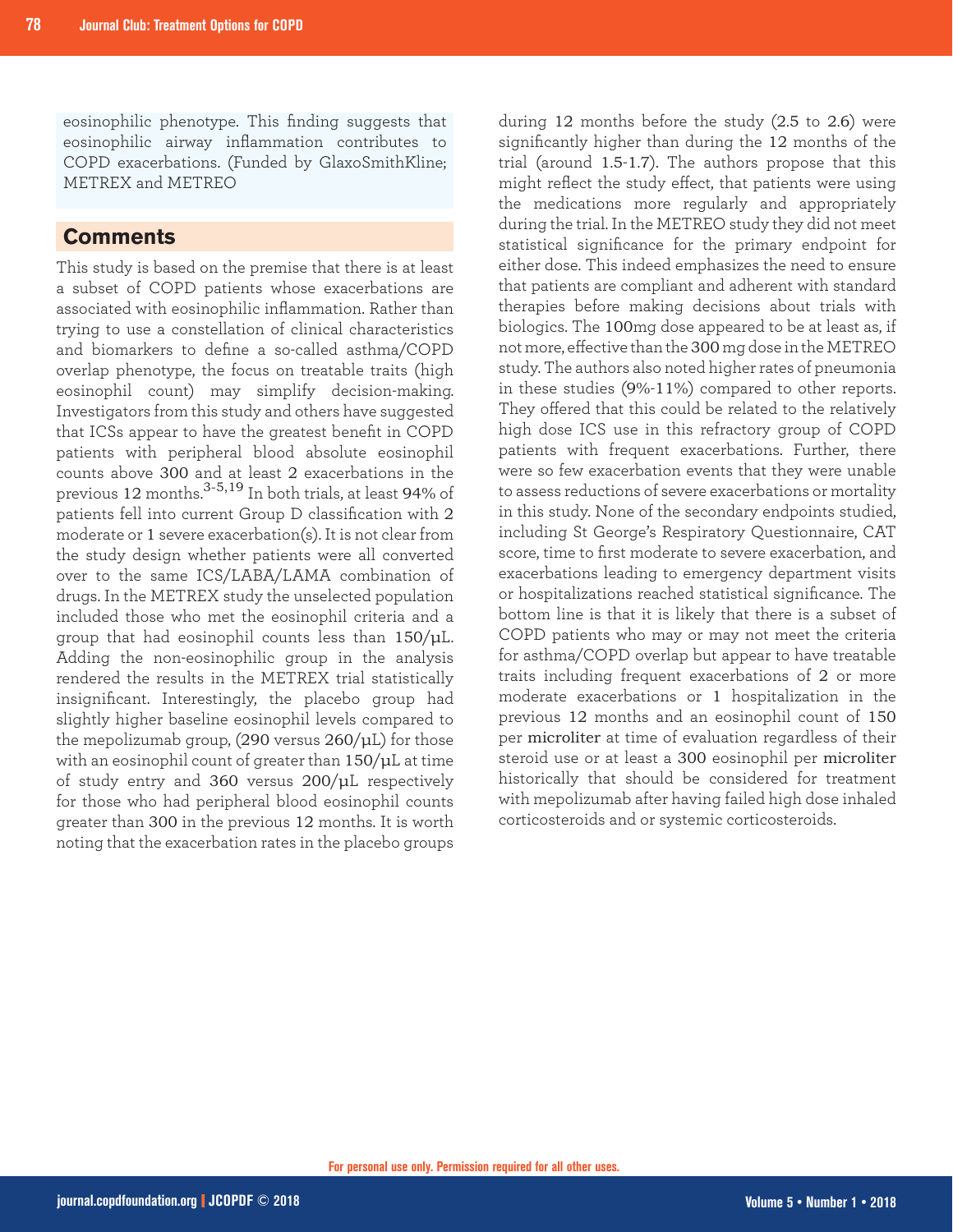eosinophilic phenotype. This finding suggests that eosinophilic airway inflammation contributes to COPD exacerbations. (Funded by GlaxoSmithKline; METREX and METREO

## Comments

This study is based on the premise that there is at least a subset of COPD patients whose exacerbations are associated with eosinophilic inflammation. Rather than trying to use a constellation of clinical characteristics and biomarkers to define a so-called asthma/COPD overlap phenotype, the focus on treatable traits (high eosinophil count) may simplify decision-making. Investigators from this study and others have suggested that ICSs appear to have the greatest benefit in COPD patients with peripheral blood absolute eosinophil counts above 300 and at least 2 exacerbations in the previous 12 months.[3-5,19] In both trials, at least 94% of patients fell into current Group D classification with 2 moderate or 1 severe exacerbation(s). It is not clear from the study design whether patients were all converted over to the same ICS/LABA/LAMA combination of drugs. In the METREX study the unselected population included those who met the eosinophil criteria and a group that had eosinophil counts less than 150/µL. Adding the non-eosinophilic group in the analysis rendered the results in the METREX trial statistically insignificant. Interestingly, the placebo group had slightly higher baseline eosinophil levels compared to the mepolizumab group, (290 versus 260/µL) for those with an eosinophil count of greater than 150/µL at time of study entry and 360 versus 200/µL respectively for those who had peripheral blood eosinophil counts greater than 300 in the previous 12 months. It is worth noting that the exacerbation rates in the placebo groups during 12 months before the study (2.5 to 2.6) were significantly higher than during the 12 months of the trial (around 1.5-1.7). The authors propose that this might reflect the study effect, that patients were using the medications more regularly and appropriately during the trial. In the METREO study they did not meet statistical significance for the primary endpoint for either dose. This indeed emphasizes the need to ensure that patients are compliant and adherent with standard therapies before making decisions about trials with biologics. The 100mg dose appeared to be at least as, if not more, effective than the 300 mg dose in the METREO study. The authors also noted higher rates of pneumonia in these studies (9%-11%) compared to other reports. They offered that this could be related to the relatively high dose ICS use in this refractory group of COPD patients with frequent exacerbations. Further, there were so few exacerbation events that they were unable to assess reductions of severe exacerbations or mortality in this study. None of the secondary endpoints studied, including St George's Respiratory Questionnaire, CAT score, time to first moderate to severe exacerbation, and exacerbations leading to emergency department visits or hospitalizations reached statistical significance. The bottom line is that it is likely that there is a subset of COPD patients who may or may not meet the criteria for asthma/COPD overlap but appear to have treatable traits including frequent exacerbations of 2 or more moderate exacerbations or 1 hospitalization in the previous 12 months and an eosinophil count of 150 per microliter at time of evaluation regardless of their steroid use or at least a 300 eosinophil per microliter historically that should be considered for treatment with mepolizumab after having failed high dose inhaled corticosteroids and or systemic corticosteroids.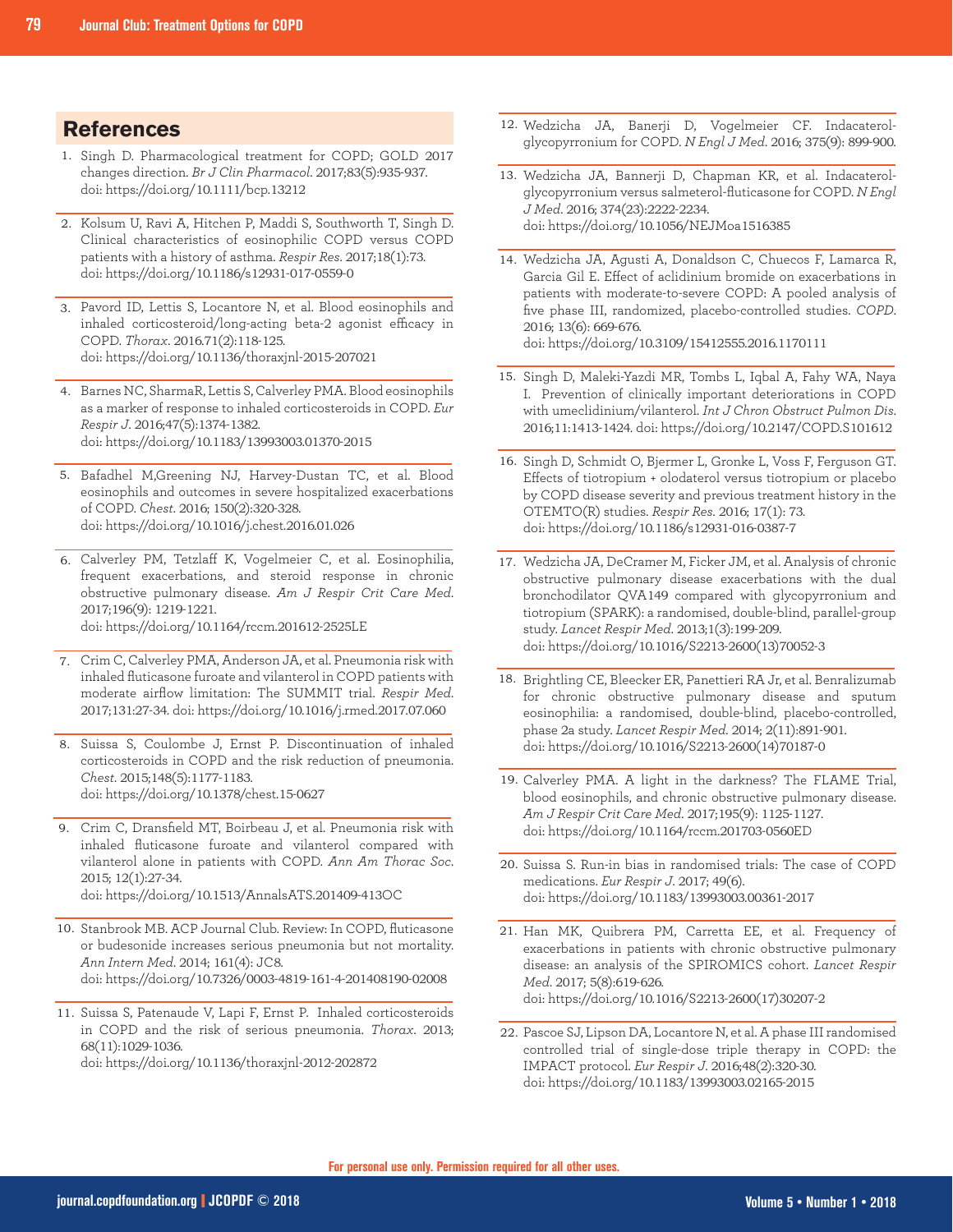## References

1. Singh D. Pharmacological treatment for COPD; GOLD 2017 changes direction. *Br J Clin Pharmacol*. 2017;83(5):935-937. doi: https://doi.org/10.1111/bcp.13212

2. Kolsum U, Ravi A, Hitchen P, Maddi S, Southworth T, Singh D. Clinical characteristics of eosinophilic COPD versus COPD patients with a history of asthma. *Respir Res*. 2017;18(1):73. doi: https://doi.org/10.1186/s12931-017-0559-0

3. Pavord ID, Lettis S, Locantore N, et al. Blood eosinophils and inhaled corticosteroid/long-acting beta-2 agonist efficacy in COPD. *Thorax*. 2016.71(2):118-125. doi: https://doi.org/10.1136/thoraxjnl-2015-207021

4. Barnes NC, SharmaR, Lettis S, Calverley PMA. Blood eosinophils as a marker of response to inhaled corticosteroids in COPD. *Eur Respir J*. 2016;47(5):1374-1382. doi: https://doi.org/10.1183/13993003.01370-2015

5. Bafadhel M,Greening NJ, Harvey-Dustan TC, et al. Blood eosinophils and outcomes in severe hospitalized exacerbations of COPD. *Chest*. 2016; 150(2):320-328. doi: https://doi.org/10.1016/j.chest.2016.01.026

6. Calverley PM, Tetzlaff K, Vogelmeier C, et al. Eosinophilia, frequent exacerbations, and steroid response in chronic obstructive pulmonary disease. *Am J Respir Crit Care Med*. 2017;196(9): 1219-1221. doi: https://doi.org/10.1164/rccm.201612-2525LE

7. Crim C, Calverley PMA, Anderson JA, et al. Pneumonia risk with inhaled fluticasone furoate and vilanterol in COPD patients with moderate airflow limitation: The SUMMIT trial. *Respir Med*. 2017;131:27-34. doi: https://doi.org/10.1016/j.rmed.2017.07.060

8. Suissa S, Coulombe J, Ernst P. Discontinuation of inhaled corticosteroids in COPD and the risk reduction of pneumonia. *Chest*. 2015;148(5):1177-1183. doi: https://doi.org/10.1378/chest.15-0627

9. Crim C, Dransfield MT, Boirbeau J, et al. Pneumonia risk with inhaled fluticasone furoate and vilanterol compared with vilanterol alone in patients with COPD. *Ann Am Thorac Soc*. 2015; 12(1):27-34. doi: https://doi.org/10.1513/AnnalsATS.201409-413OC

10. Stanbrook MB. ACP Journal Club. Review: In COPD, fluticasone or budesonide increases serious pneumonia but not mortality. *Ann Intern Med*. 2014; 161(4): JC8. doi: https://doi.org/10.7326/0003-4819-161-4-201408190-02008

11. Suissa S, Patenaude V, Lapi F, Ernst P. Inhaled corticosteroids in COPD and the risk of serious pneumonia. *Thorax*. 2013; 68(11):1029-1036. doi: https://doi.org/10.1136/thoraxjnl-2012-202872

12. Wedzicha JA, Banerji D, Vogelmeier CF. Indacaterol-glycopyrronium for COPD. *N Engl J Med*. 2016; 375(9): 899-900.

13. Wedzicha JA, Bannerji D, Chapman KR, et al. Indacaterol-glycopyrronium versus salmeterol-fluticasone for COPD. *N Engl J Med*. 2016; 374(23):2222-2234. doi: https://doi.org/10.1056/NEJMoa1516385

14. Wedzicha JA, Agusti A, Donaldson C, Chuecos F, Lamarca R, Garcia Gil E. Effect of aclidinium bromide on exacerbations in patients with moderate-to-severe COPD: A pooled analysis of five phase III, randomized, placebo-controlled studies. *COPD*. 2016; 13(6): 669-676. doi: https://doi.org/10.3109/15412555.2016.1170111

15. Singh D, Maleki-Yazdi MR, Tombs L, Iqbal A, Fahy WA, Naya I. Prevention of clinically important deteriorations in COPD with umeclidinium/vilanterol. *Int J Chron Obstruct Pulmon Dis*. 2016;11:1413-1424. doi: https://doi.org/10.2147/COPD.S101612

16. Singh D, Schmidt O, Bjermer L, Gronke L, Voss F, Ferguson GT. Effects of tiotropium + olodaterol versus tiotropium or placebo by COPD disease severity and previous treatment history in the OTEMTO(R) studies. *Respir Res*. 2016; 17(1): 73. doi: https://doi.org/10.1186/s12931-016-0387-7

17. Wedzicha JA, DeCramer M, Ficker JM, et al. Analysis of chronic obstructive pulmonary disease exacerbations with the dual bronchodilator QVA149 compared with glycopyrronium and tiotropium (SPARK): a randomised, double-blind, parallel-group study. *Lancet Respir Med*. 2013;1(3):199-209. doi: https://doi.org/10.1016/S2213-2600(13)70052-3

18. Brightling CE, Bleecker ER, Panettieri RA Jr, et al. Benralizumab for chronic obstructive pulmonary disease and sputum eosinophilia: a randomised, double-blind, placebo-controlled, phase 2a study. *Lancet Respir Med*. 2014; 2(11):891-901. doi: https://doi.org/10.1016/S2213-2600(14)70187-0

19. Calverley PMA. A light in the darkness? The FLAME Trial, blood eosinophils, and chronic obstructive pulmonary disease. *Am J Respir Crit Care Med*. 2017;195(9): 1125-1127. doi: https://doi.org/10.1164/rccm.201703-0560ED

20. Suissa S. Run-in bias in randomised trials: The case of COPD medications. *Eur Respir J*. 2017; 49(6). doi: https://doi.org/10.1183/13993003.00361-2017

21. Han MK, Quibrera PM, Carretta EE, et al. Frequency of exacerbations in patients with chronic obstructive pulmonary disease: an analysis of the SPIROMICS cohort. *Lancet Respir Med*. 2017; 5(8):619-626. doi: https://doi.org/10.1016/S2213-2600(17)30207-2

22. Pascoe SJ, Lipson DA, Locantore N, et al. A phase III randomised controlled trial of single-dose triple therapy in COPD: the IMPACT protocol. *Eur Respir J*. 2016;48(2):320-30. doi: https://doi.org/10.1183/13993003.02165-2015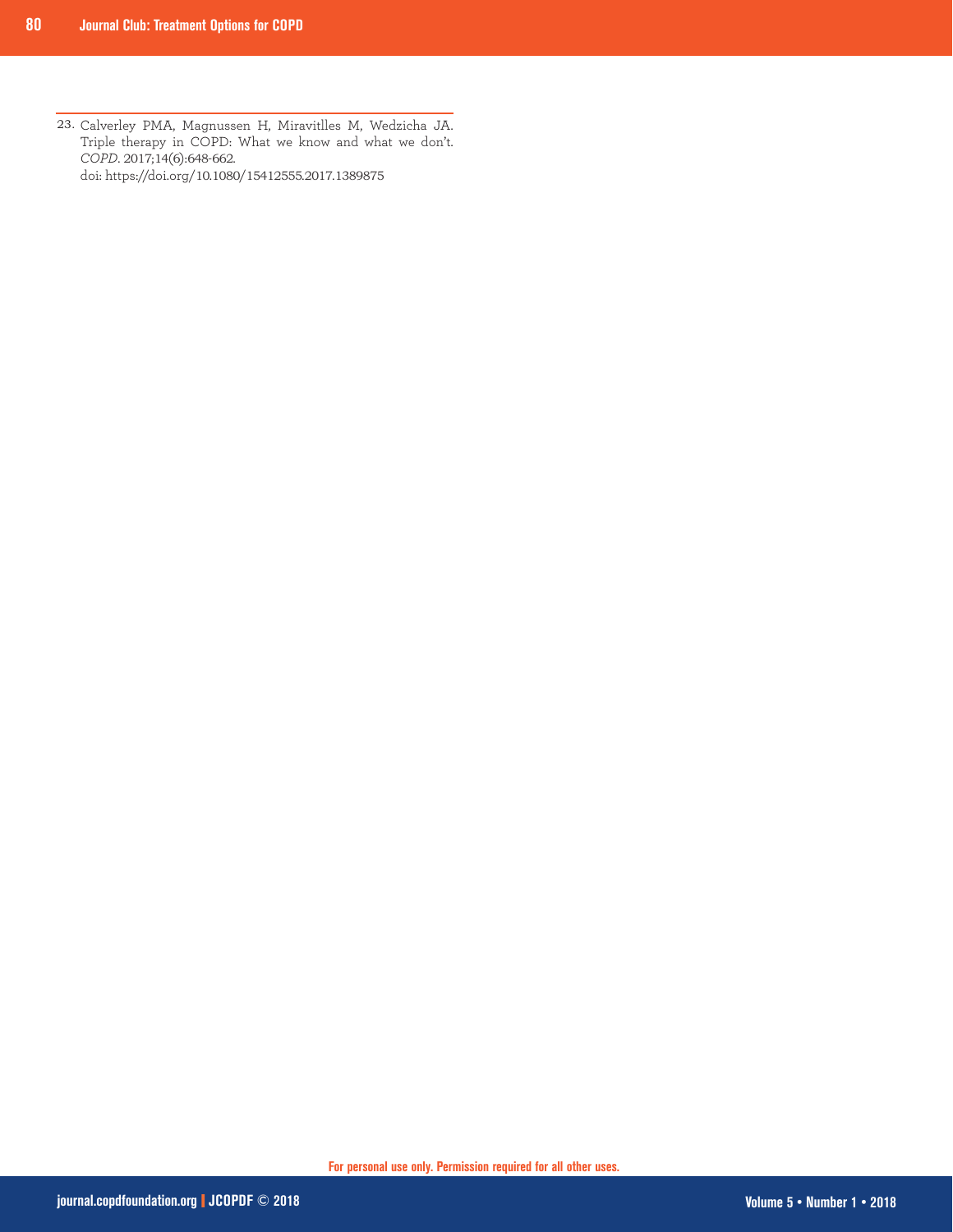23. Calverley PMA, Magnussen H, Miravitlles M, Wedzicha JA. Triple therapy in COPD: What we know and what we don't. *COPD*. 2017;14(6):648-662. doi: https://doi.org/10.1080/15412555.2017.1389875

For personal use only. Permission required for all other uses.